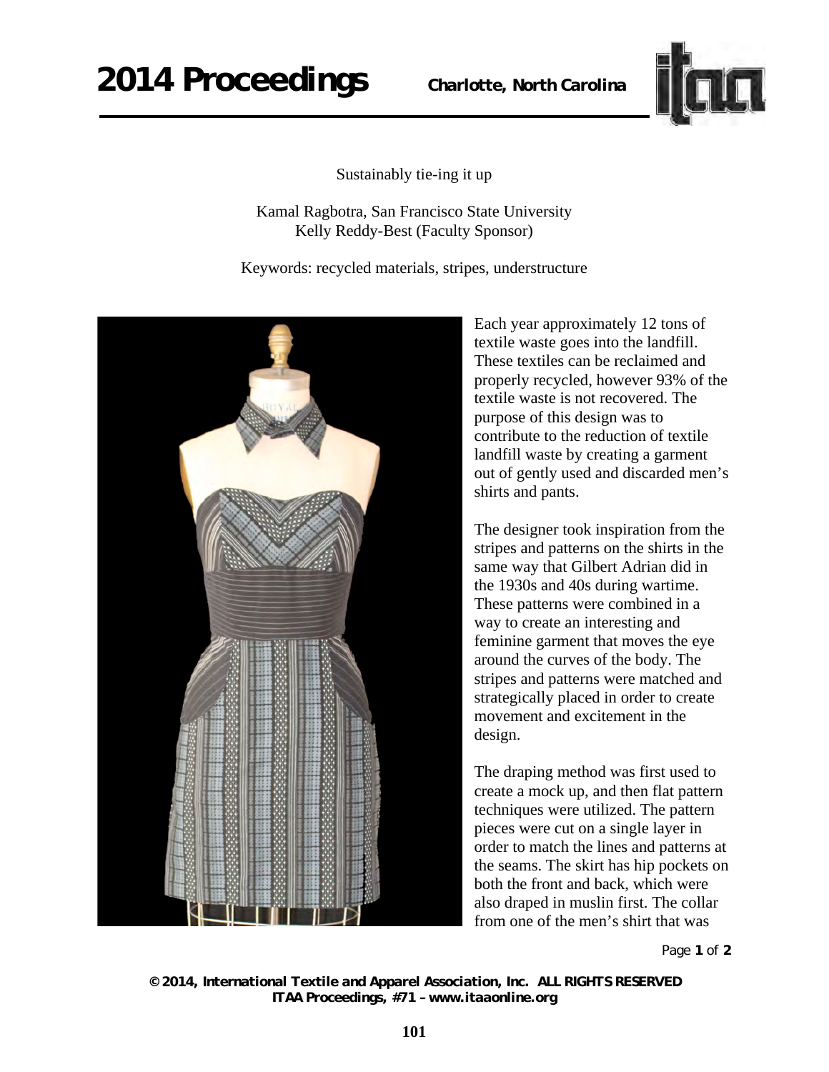Sustainably tie-ing it up

Kamal Ragbotra, San Francisco State University
Kelly Reddy-Best (Faculty Sponsor)

Keywords: recycled materials, stripes, understructure

Each year approximately 12 tons of textile waste goes into the landfill. These textiles can be reclaimed and properly recycled, however 93% of the textile waste is not recovered. The purpose of this design was to contribute to the reduction of textile landfill waste by creating a garment out of gently used and discarded men's shirts and pants.

The designer took inspiration from the stripes and patterns on the shirts in the same way that Gilbert Adrian did in the 1930s and 40s during wartime. These patterns were combined in a way to create an interesting and feminine garment that moves the eye around the curves of the body. The stripes and patterns were matched and strategically placed in order to create movement and excitement in the design.

The draping method was first used to create a mock up, and then flat pattern techniques were utilized. The pattern pieces were cut on a single layer in order to match the lines and patterns at the seams. The skirt has hip pockets on both the front and back, which were also draped in muslin first. The collar from one of the men's shirt that was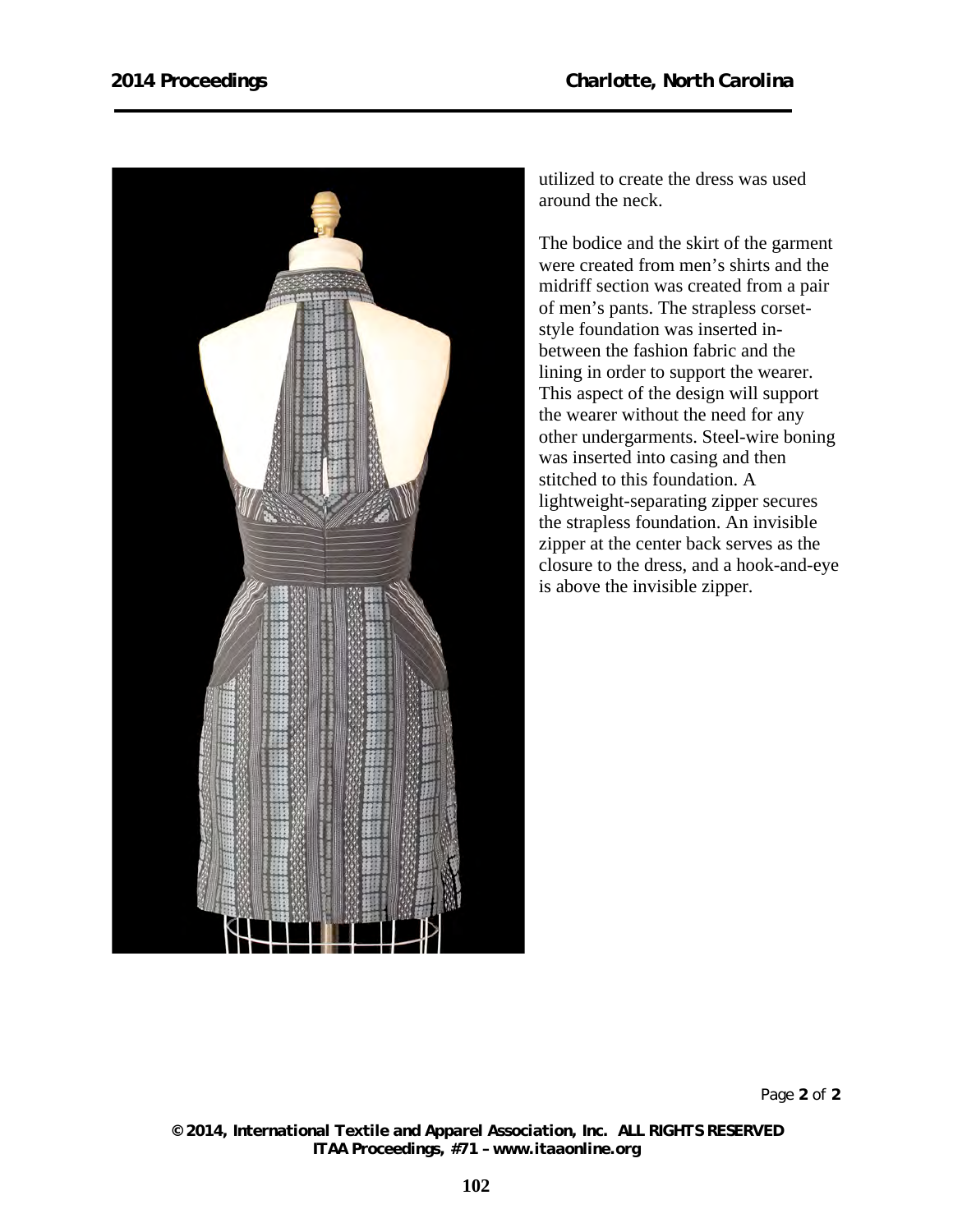utilized to create the dress was used around the neck.

The bodice and the skirt of the garment were created from men's shirts and the midriff section was created from a pair of men's pants. The strapless corset-style foundation was inserted in-between the fashion fabric and the lining in order to support the wearer. This aspect of the design will support the wearer without the need for any other undergarments. Steel-wire boning was inserted into casing and then stitched to this foundation. A lightweight-separating zipper secures the strapless foundation. An invisible zipper at the center back serves as the closure to the dress, and a hook-and-eye is above the invisible zipper.